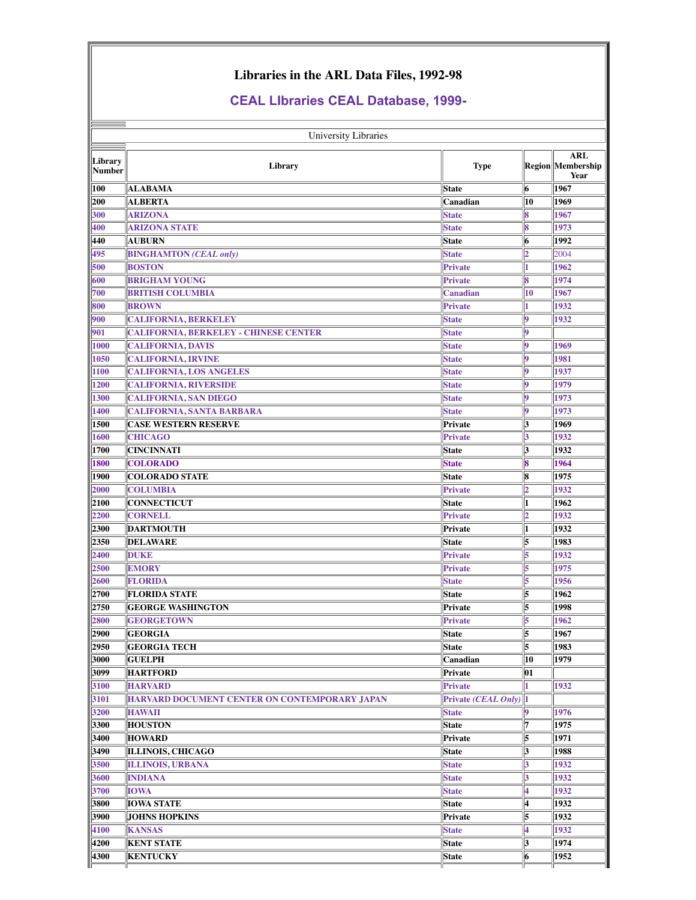## Libraries in the ARL Data Files, 1992-98

## CEAL LIbraries CEAL Database, 1999-

University Libraries

| Library Number | Library | Type | Region | ARL Membership Year |
|---|---|---|---|---|
| 100 | ALABAMA | State | 6 | 1967 |
| 200 | ALBERTA | Canadian | 10 | 1969 |
| 300 | ARIZONA | State | 8 | 1967 |
| 400 | ARIZONA STATE | State | 8 | 1973 |
| 440 | AUBURN | State | 6 | 1992 |
| 495 | BINGHAMTON *(CEAL only)* | State | 2 | 2004 |
| 500 | BOSTON | Private | 1 | 1962 |
| 600 | BRIGHAM YOUNG | Private | 8 | 1974 |
| 700 | BRITISH COLUMBIA | Canadian | 10 | 1967 |
| 800 | BROWN | Private | 1 | 1932 |
| 900 | CALIFORNIA, BERKELEY | State | 9 | 1932 |
| 901 | CALIFORNIA, BERKELEY - CHINESE CENTER | State | 9 | |
| 1000 | CALIFORNIA, DAVIS | State | 9 | 1969 |
| 1050 | CALIFORNIA, IRVINE | State | 9 | 1981 |
| 1100 | CALIFORNIA, LOS ANGELES | State | 9 | 1937 |
| 1200 | CALIFORNIA, RIVERSIDE | State | 9 | 1979 |
| 1300 | CALIFORNIA, SAN DIEGO | State | 9 | 1973 |
| 1400 | CALIFORNIA, SANTA BARBARA | State | 9 | 1973 |
| 1500 | CASE WESTERN RESERVE | Private | 3 | 1969 |
| 1600 | CHICAGO | Private | 3 | 1932 |
| 1700 | CINCINNATI | State | 3 | 1932 |
| 1800 | COLORADO | State | 8 | 1964 |
| 1900 | COLORADO STATE | State | 8 | 1975 |
| 2000 | COLUMBIA | Private | 2 | 1932 |
| 2100 | CONNECTICUT | State | 1 | 1962 |
| 2200 | CORNELL | Private | 2 | 1932 |
| 2300 | DARTMOUTH | Private | 1 | 1932 |
| 2350 | DELAWARE | State | 5 | 1983 |
| 2400 | DUKE | Private | 5 | 1932 |
| 2500 | EMORY | Private | 5 | 1975 |
| 2600 | FLORIDA | State | 5 | 1956 |
| 2700 | FLORIDA STATE | State | 5 | 1962 |
| 2750 | GEORGE WASHINGTON | Private | 5 | 1998 |
| 2800 | GEORGETOWN | Private | 5 | 1962 |
| 2900 | GEORGIA | State | 5 | 1967 |
| 2950 | GEORGIA TECH | State | 5 | 1983 |
| 3000 | GUELPH | Canadian | 10 | 1979 |
| 3099 | HARTFORD | Private | 01 | |
| 3100 | HARVARD | Private | 1 | 1932 |
| 3101 | HARVARD DOCUMENT CENTER ON CONTEMPORARY JAPAN | Private *(CEAL Only)* | 1 | |
| 3200 | HAWAII | State | 9 | 1976 |
| 3300 | HOUSTON | State | 7 | 1975 |
| 3400 | HOWARD | Private | 5 | 1971 |
| 3490 | ILLINOIS, CHICAGO | State | 3 | 1988 |
| 3500 | ILLINOIS, URBANA | State | 3 | 1932 |
| 3600 | INDIANA | State | 3 | 1932 |
| 3700 | IOWA | State | 4 | 1932 |
| 3800 | IOWA STATE | State | 4 | 1932 |
| 3900 | JOHNS HOPKINS | Private | 5 | 1932 |
| 4100 | KANSAS | State | 4 | 1932 |
| 4200 | KENT STATE | State | 3 | 1974 |
| 4300 | KENTUCKY | State | 6 | 1952 |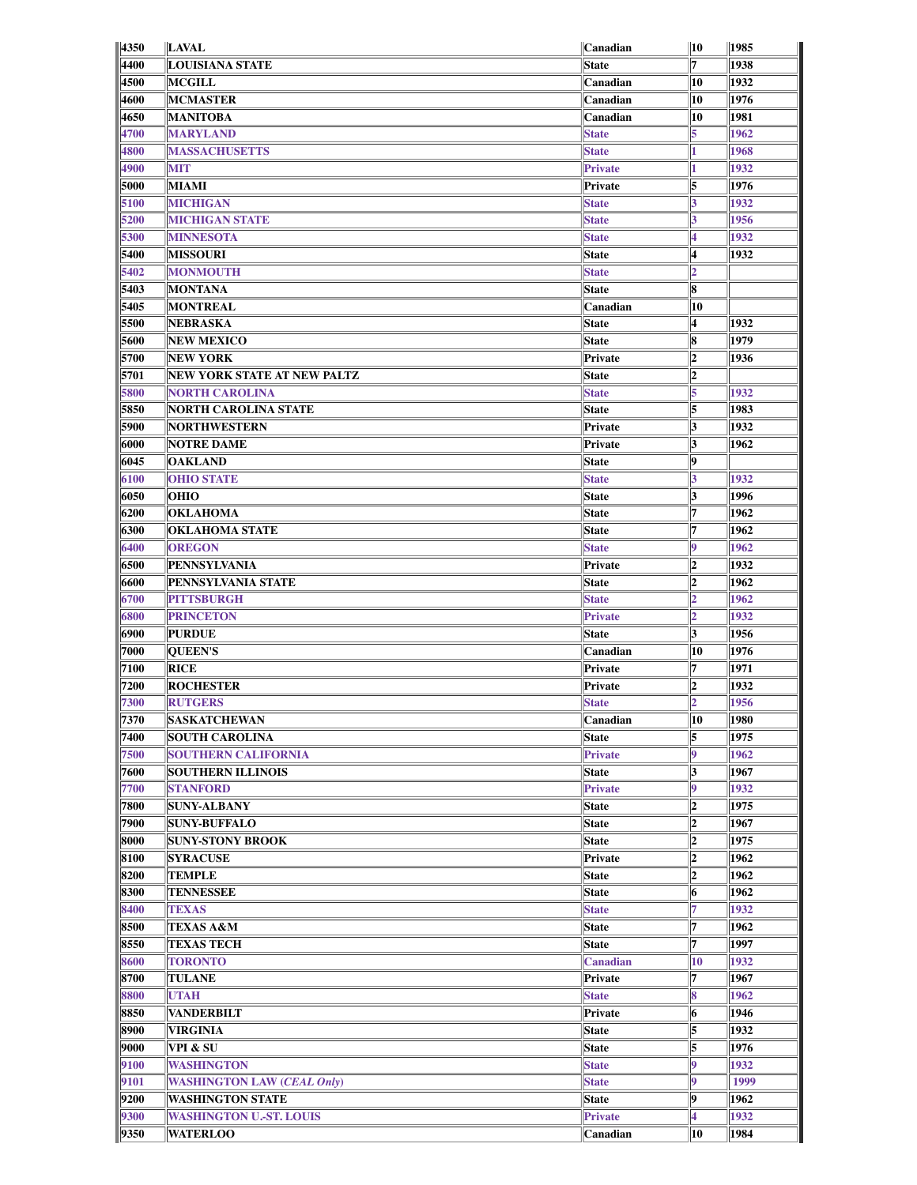| 4350 | LAVAL | Canadian | 10 | 1985 |
|---|---|---|---|---|
| 4400 | LOUISIANA STATE | State | 7 | 1938 |
| 4500 | MCGILL | Canadian | 10 | 1932 |
| 4600 | MCMASTER | Canadian | 10 | 1976 |
| 4650 | MANITOBA | Canadian | 10 | 1981 |
| 4700 | MARYLAND | State | 5 | 1962 |
| 4800 | MASSACHUSETTS | State | 1 | 1968 |
| 4900 | MIT | Private | 1 | 1932 |
| 5000 | MIAMI | Private | 5 | 1976 |
| 5100 | MICHIGAN | State | 3 | 1932 |
| 5200 | MICHIGAN STATE | State | 3 | 1956 |
| 5300 | MINNESOTA | State | 4 | 1932 |
| 5400 | MISSOURI | State | 4 | 1932 |
| 5402 | MONMOUTH | State | 2 | |
| 5403 | MONTANA | State | 8 | |
| 5405 | MONTREAL | Canadian | 10 | |
| 5500 | NEBRASKA | State | 4 | 1932 |
| 5600 | NEW MEXICO | State | 8 | 1979 |
| 5700 | NEW YORK | Private | 2 | 1936 |
| 5701 | NEW YORK STATE AT NEW PALTZ | State | 2 | |
| 5800 | NORTH CAROLINA | State | 5 | 1932 |
| 5850 | NORTH CAROLINA STATE | State | 5 | 1983 |
| 5900 | NORTHWESTERN | Private | 3 | 1932 |
| 6000 | NOTRE DAME | Private | 3 | 1962 |
| 6045 | OAKLAND | State | 9 | |
| 6100 | OHIO STATE | State | 3 | 1932 |
| 6050 | OHIO | State | 3 | 1996 |
| 6200 | OKLAHOMA | State | 7 | 1962 |
| 6300 | OKLAHOMA STATE | State | 7 | 1962 |
| 6400 | OREGON | State | 9 | 1962 |
| 6500 | PENNSYLVANIA | Private | 2 | 1932 |
| 6600 | PENNSYLVANIA STATE | State | 2 | 1962 |
| 6700 | PITTSBURGH | State | 2 | 1962 |
| 6800 | PRINCETON | Private | 2 | 1932 |
| 6900 | PURDUE | State | 3 | 1956 |
| 7000 | QUEEN'S | Canadian | 10 | 1976 |
| 7100 | RICE | Private | 7 | 1971 |
| 7200 | ROCHESTER | Private | 2 | 1932 |
| 7300 | RUTGERS | State | 2 | 1956 |
| 7370 | SASKATCHEWAN | Canadian | 10 | 1980 |
| 7400 | SOUTH CAROLINA | State | 5 | 1975 |
| 7500 | SOUTHERN CALIFORNIA | Private | 9 | 1962 |
| 7600 | SOUTHERN ILLINOIS | State | 3 | 1967 |
| 7700 | STANFORD | Private | 9 | 1932 |
| 7800 | SUNY-ALBANY | State | 2 | 1975 |
| 7900 | SUNY-BUFFALO | State | 2 | 1967 |
| 8000 | SUNY-STONY BROOK | State | 2 | 1975 |
| 8100 | SYRACUSE | Private | 2 | 1962 |
| 8200 | TEMPLE | State | 2 | 1962 |
| 8300 | TENNESSEE | State | 6 | 1962 |
| 8400 | TEXAS | State | 7 | 1932 |
| 8500 | TEXAS A&M | State | 7 | 1962 |
| 8550 | TEXAS TECH | State | 7 | 1997 |
| 8600 | TORONTO | Canadian | 10 | 1932 |
| 8700 | TULANE | Private | 7 | 1967 |
| 8800 | UTAH | State | 8 | 1962 |
| 8850 | VANDERBILT | Private | 6 | 1946 |
| 8900 | VIRGINIA | State | 5 | 1932 |
| 9000 | VPI & SU | State | 5 | 1976 |
| 9100 | WASHINGTON | State | 9 | 1932 |
| 9101 | WASHINGTON LAW (*CEAL Only*) | State | 9 | 1999 |
| 9200 | WASHINGTON STATE | State | 9 | 1962 |
| 9300 | WASHINGTON U.-ST. LOUIS | Private | 4 | 1932 |
| 9350 | WATERLOO | Canadian | 10 | 1984 |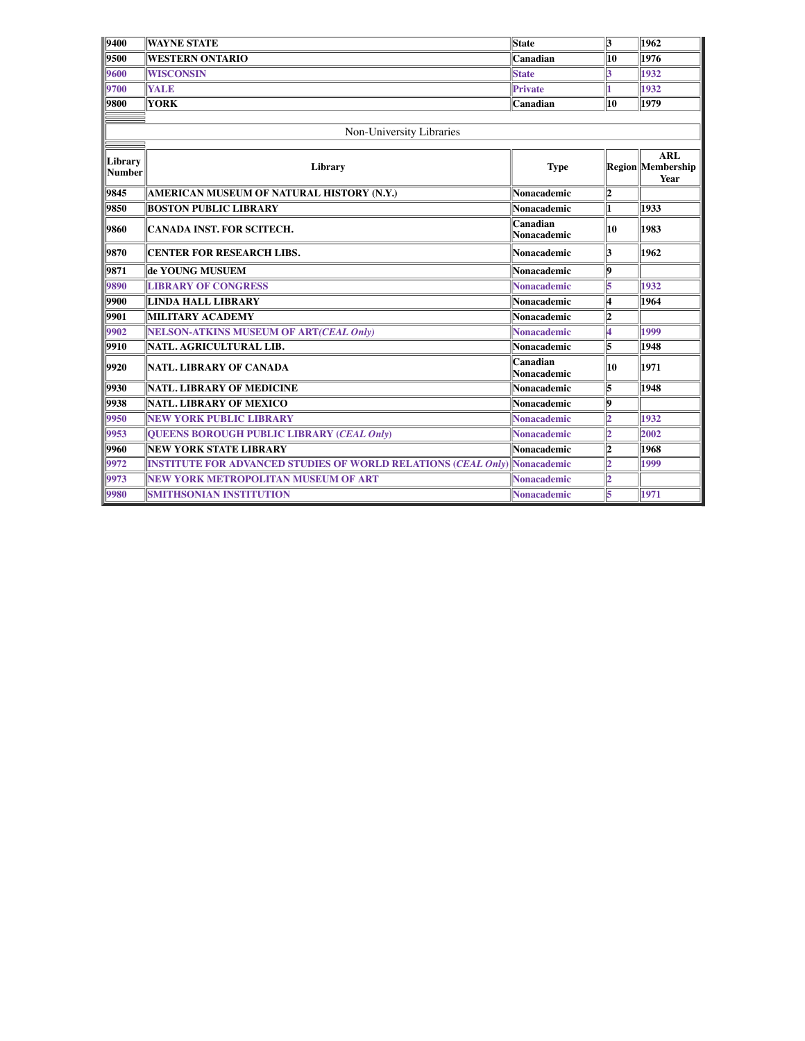| | | | | |
|---|---|---|---|---|
| 9400 | WAYNE STATE | State | 3 | 1962 |
| 9500 | WESTERN ONTARIO | Canadian | 10 | 1976 |
| 9600 | WISCONSIN | State | 3 | 1932 |
| 9700 | YALE | Private | 1 | 1932 |
| 9800 | YORK | Canadian | 10 | 1979 |

Non-University Libraries

| Library Number | Library | Type | Region | ARL Membership Year |
|---|---|---|---|---|
| 9845 | AMERICAN MUSEUM OF NATURAL HISTORY (N.Y.) | Nonacademic | 2 | |
| 9850 | BOSTON PUBLIC LIBRARY | Nonacademic | 1 | 1933 |
| 9860 | CANADA INST. FOR SCITECH. | Canadian Nonacademic | 10 | 1983 |
| 9870 | CENTER FOR RESEARCH LIBS. | Nonacademic | 3 | 1962 |
| 9871 | de YOUNG MUSUEM | Nonacademic | 9 | |
| 9890 | LIBRARY OF CONGRESS | Nonacademic | 5 | 1932 |
| 9900 | LINDA HALL LIBRARY | Nonacademic | 4 | 1964 |
| 9901 | MILITARY ACADEMY | Nonacademic | 2 | |
| 9902 | NELSON-ATKINS MUSEUM OF ART *(CEAL Only)* | Nonacademic | 4 | 1999 |
| 9910 | NATL. AGRICULTURAL LIB. | Nonacademic | 5 | 1948 |
| 9920 | NATL. LIBRARY OF CANADA | Canadian Nonacademic | 10 | 1971 |
| 9930 | NATL. LIBRARY OF MEDICINE | Nonacademic | 5 | 1948 |
| 9938 | NATL. LIBRARY OF MEXICO | Nonacademic | 9 | |
| 9950 | NEW YORK PUBLIC LIBRARY | Nonacademic | 2 | 1932 |
| 9953 | QUEENS BOROUGH PUBLIC LIBRARY (*CEAL Only*) | Nonacademic | 2 | 2002 |
| 9960 | NEW YORK STATE LIBRARY | Nonacademic | 2 | 1968 |
| 9972 | INSTITUTE FOR ADVANCED STUDIES OF WORLD RELATIONS (*CEAL Only*) | Nonacademic | 2 | 1999 |
| 9973 | NEW YORK METROPOLITAN MUSEUM OF ART | Nonacademic | 2 | |
| 9980 | SMITHSONIAN INSTITUTION | Nonacademic | 5 | 1971 |